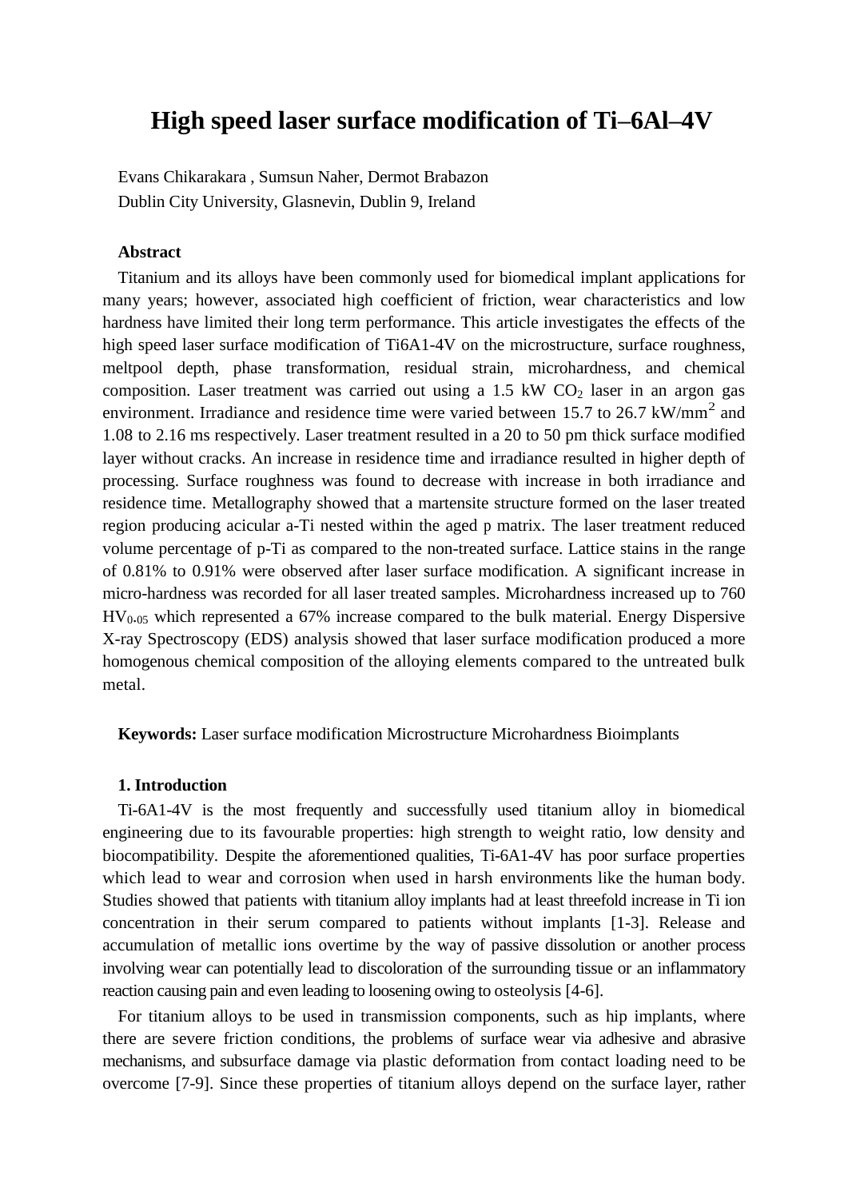# High speed laser surface modification of Ti–6Al–4V

Evans Chikarakara , Sumsun Naher, Dermot Brabazon
Dublin City University, Glasnevin, Dublin 9, Ireland

### Abstract

Titanium and its alloys have been commonly used for biomedical implant applications for many years; however, associated high coefficient of friction, wear characteristics and low hardness have limited their long term performance. This article investigates the effects of the high speed laser surface modification of Ti6A1-4V on the microstructure, surface roughness, meltpool depth, phase transformation, residual strain, microhardness, and chemical composition. Laser treatment was carried out using a 1.5 kW $CO_2$ laser in an argon gas environment. Irradiance and residence time were varied between 15.7 to 26.7 kW/mm$^2$ and 1.08 to 2.16 ms respectively. Laser treatment resulted in a 20 to 50 pm thick surface modified layer without cracks. An increase in residence time and irradiance resulted in higher depth of processing. Surface roughness was found to decrease with increase in both irradiance and residence time. Metallography showed that a martensite structure formed on the laser treated region producing acicular a-Ti nested within the aged p matrix. The laser treatment reduced volume percentage of p-Ti as compared to the non-treated surface. Lattice stains in the range of 0.81% to 0.91% were observed after laser surface modification. A significant increase in micro-hardness was recorded for all laser treated samples. Microhardness increased up to 760 $HV_{0\cdot05}$ which represented a 67% increase compared to the bulk material. Energy Dispersive X-ray Spectroscopy (EDS) analysis showed that laser surface modification produced a more homogenous chemical composition of the alloying elements compared to the untreated bulk metal.

**Keywords:** Laser surface modification Microstructure Microhardness Bioimplants

### 1. Introduction

Ti-6A1-4V is the most frequently and successfully used titanium alloy in biomedical engineering due to its favourable properties: high strength to weight ratio, low density and biocompatibility. Despite the aforementioned qualities, Ti-6A1-4V has poor surface properties which lead to wear and corrosion when used in harsh environments like the human body. Studies showed that patients with titanium alloy implants had at least threefold increase in Ti ion concentration in their serum compared to patients without implants [1-3]. Release and accumulation of metallic ions overtime by the way of passive dissolution or another process involving wear can potentially lead to discoloration of the surrounding tissue or an inflammatory reaction causing pain and even leading to loosening owing to osteolysis [4-6].

For titanium alloys to be used in transmission components, such as hip implants, where there are severe friction conditions, the problems of surface wear via adhesive and abrasive mechanisms, and subsurface damage via plastic deformation from contact loading need to be overcome [7-9]. Since these properties of titanium alloys depend on the surface layer, rather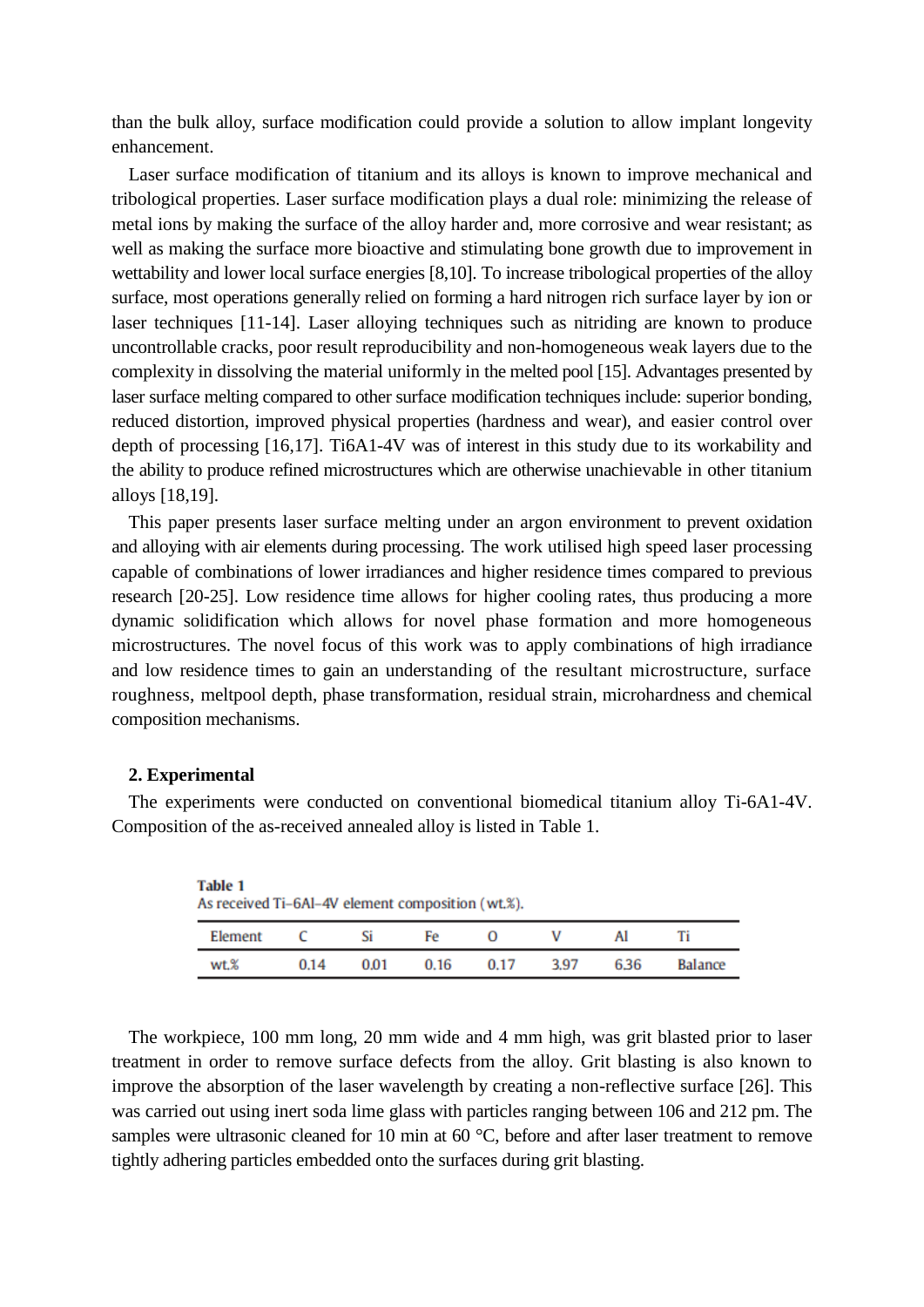than the bulk alloy, surface modification could provide a solution to allow implant longevity enhancement.

Laser surface modification of titanium and its alloys is known to improve mechanical and tribological properties. Laser surface modification plays a dual role: minimizing the release of metal ions by making the surface of the alloy harder and, more corrosive and wear resistant; as well as making the surface more bioactive and stimulating bone growth due to improvement in wettability and lower local surface energies [8,10]. To increase tribological properties of the alloy surface, most operations generally relied on forming a hard nitrogen rich surface layer by ion or laser techniques [11-14]. Laser alloying techniques such as nitriding are known to produce uncontrollable cracks, poor result reproducibility and non-homogeneous weak layers due to the complexity in dissolving the material uniformly in the melted pool [15]. Advantages presented by laser surface melting compared to other surface modification techniques include: superior bonding, reduced distortion, improved physical properties (hardness and wear), and easier control over depth of processing [16,17]. Ti6A1-4V was of interest in this study due to its workability and the ability to produce refined microstructures which are otherwise unachievable in other titanium alloys [18,19].

This paper presents laser surface melting under an argon environment to prevent oxidation and alloying with air elements during processing. The work utilised high speed laser processing capable of combinations of lower irradiances and higher residence times compared to previous research [20-25]. Low residence time allows for higher cooling rates, thus producing a more dynamic solidification which allows for novel phase formation and more homogeneous microstructures. The novel focus of this work was to apply combinations of high irradiance and low residence times to gain an understanding of the resultant microstructure, surface roughness, meltpool depth, phase transformation, residual strain, microhardness and chemical composition mechanisms.

## 2. Experimental

The experiments were conducted on conventional biomedical titanium alloy Ti-6A1-4V. Composition of the as-received annealed alloy is listed in Table 1.

**Table 1**
As received Ti–6Al–4V element composition (wt.%).

| Element | C | Si | Fe | O | V | Al | Ti |
|---|---|---|---|---|---|---|---|
| wt.% | 0.14 | 0.01 | 0.16 | 0.17 | 3.97 | 6.36 | Balance |

The workpiece, 100 mm long, 20 mm wide and 4 mm high, was grit blasted prior to laser treatment in order to remove surface defects from the alloy. Grit blasting is also known to improve the absorption of the laser wavelength by creating a non-reflective surface [26]. This was carried out using inert soda lime glass with particles ranging between 106 and 212 pm. The samples were ultrasonic cleaned for 10 min at 60 °C, before and after laser treatment to remove tightly adhering particles embedded onto the surfaces during grit blasting.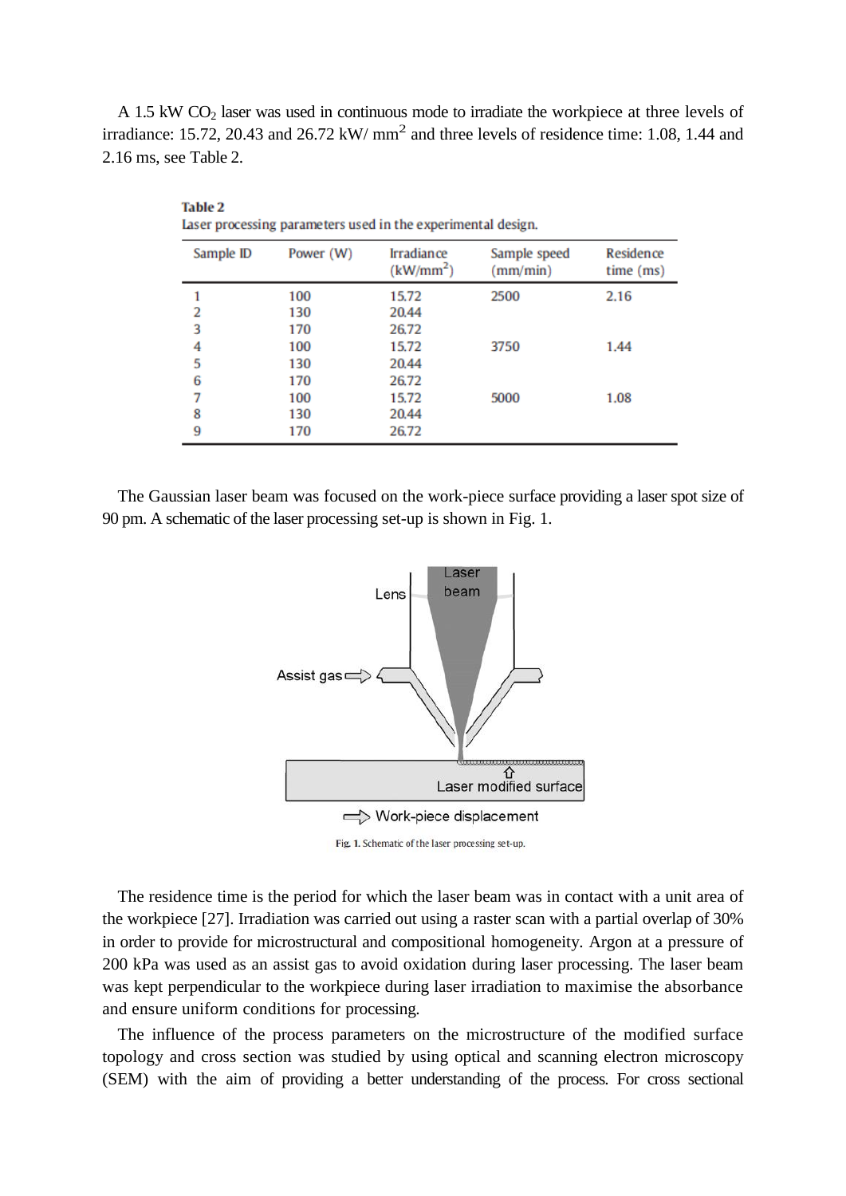A 1.5 kW $CO_2$ laser was used in continuous mode to irradiate the workpiece at three levels of irradiance: 15.72, 20.43 and 26.72 kW/ mm$^2$ and three levels of residence time: 1.08, 1.44 and 2.16 ms, see Table 2.

**Table 2**
Laser processing parameters used in the experimental design.

| Sample ID | Power (W) | Irradiance (kW/mm$^2$) | Sample speed (mm/min) | Residence time (ms) |
|---|---|---|---|---|
| 1 | 100 | 15.72 | 2500 | 2.16 |
| 2 | 130 | 20.44 | | |
| 3 | 170 | 26.72 | | |
| 4 | 100 | 15.72 | 3750 | 1.44 |
| 5 | 130 | 20.44 | | |
| 6 | 170 | 26.72 | | |
| 7 | 100 | 15.72 | 5000 | 1.08 |
| 8 | 130 | 20.44 | | |
| 9 | 170 | 26.72 | | |

The Gaussian laser beam was focused on the work-piece surface providing a laser spot size of 90 pm. A schematic of the laser processing set-up is shown in Fig. 1.

Fig. 1. Schematic of the laser processing set-up.

The residence time is the period for which the laser beam was in contact with a unit area of the workpiece [27]. Irradiation was carried out using a raster scan with a partial overlap of 30% in order to provide for microstructural and compositional homogeneity. Argon at a pressure of 200 kPa was used as an assist gas to avoid oxidation during laser processing. The laser beam was kept perpendicular to the workpiece during laser irradiation to maximise the absorbance and ensure uniform conditions for processing.

The influence of the process parameters on the microstructure of the modified surface topology and cross section was studied by using optical and scanning electron microscopy (SEM) with the aim of providing a better understanding of the process. For cross sectional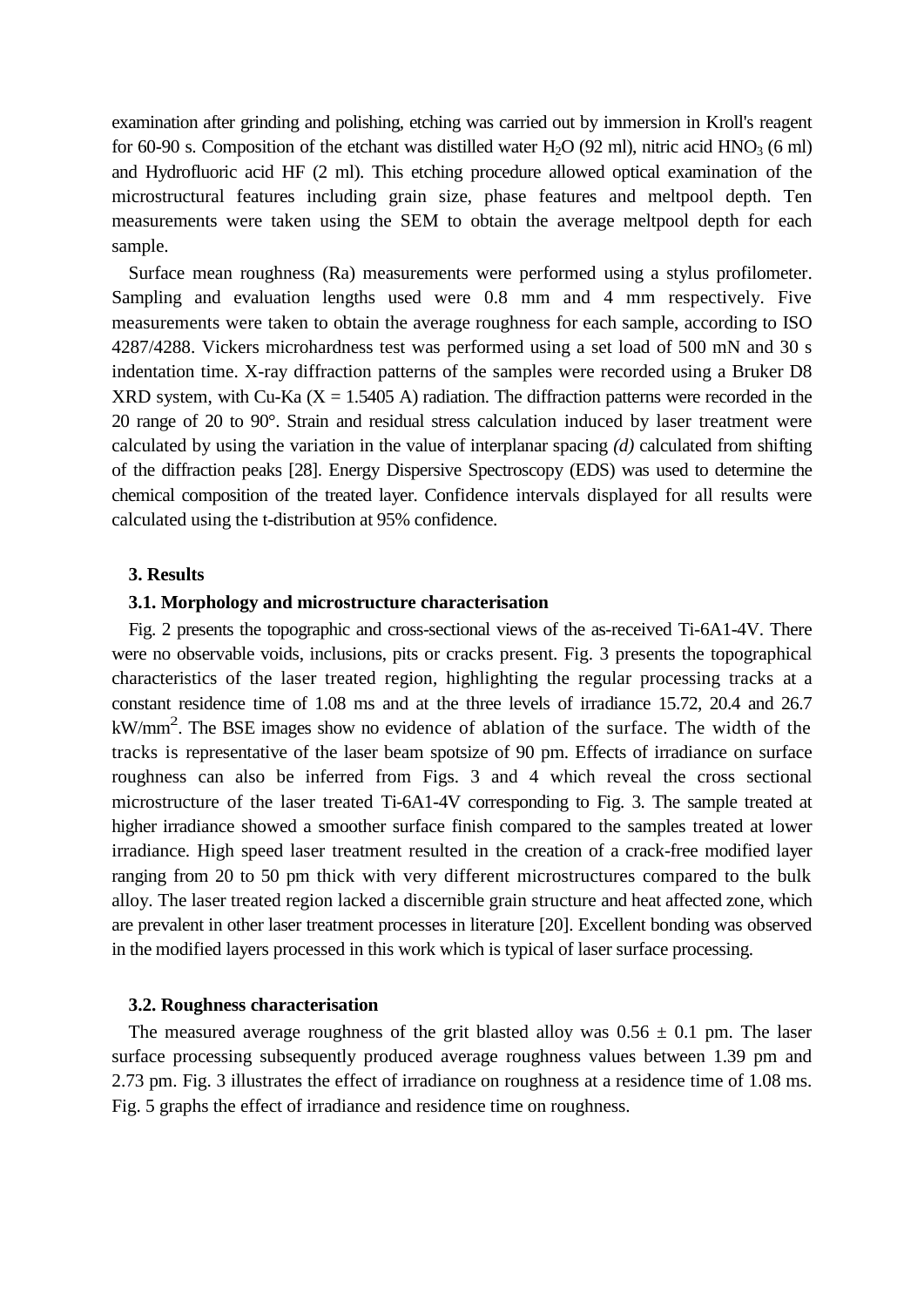examination after grinding and polishing, etching was carried out by immersion in Kroll's reagent for 60-90 s. Composition of the etchant was distilled water $H_2O$ (92 ml), nitric acid $HNO_3$ (6 ml) and Hydrofluoric acid HF (2 ml). This etching procedure allowed optical examination of the microstructural features including grain size, phase features and meltpool depth. Ten measurements were taken using the SEM to obtain the average meltpool depth for each sample.

Surface mean roughness (Ra) measurements were performed using a stylus profilometer. Sampling and evaluation lengths used were 0.8 mm and 4 mm respectively. Five measurements were taken to obtain the average roughness for each sample, according to ISO 4287/4288. Vickers microhardness test was performed using a set load of 500 mN and 30 s indentation time. X-ray diffraction patterns of the samples were recorded using a Bruker D8 XRD system, with Cu-Ka (X = 1.5405 A) radiation. The diffraction patterns were recorded in the 20 range of 20 to 90°. Strain and residual stress calculation induced by laser treatment were calculated by using the variation in the value of interplanar spacing *(d)* calculated from shifting of the diffraction peaks [28]. Energy Dispersive Spectroscopy (EDS) was used to determine the chemical composition of the treated layer. Confidence intervals displayed for all results were calculated using the t-distribution at 95% confidence.

## 3. Results

### 3.1. Morphology and microstructure characterisation

Fig. 2 presents the topographic and cross-sectional views of the as-received Ti-6A1-4V. There were no observable voids, inclusions, pits or cracks present. Fig. 3 presents the topographical characteristics of the laser treated region, highlighting the regular processing tracks at a constant residence time of 1.08 ms and at the three levels of irradiance 15.72, 20.4 and 26.7 $kW/mm^2$. The BSE images show no evidence of ablation of the surface. The width of the tracks is representative of the laser beam spotsize of 90 pm. Effects of irradiance on surface roughness can also be inferred from Figs. 3 and 4 which reveal the cross sectional microstructure of the laser treated Ti-6A1-4V corresponding to Fig. 3. The sample treated at higher irradiance showed a smoother surface finish compared to the samples treated at lower irradiance. High speed laser treatment resulted in the creation of a crack-free modified layer ranging from 20 to 50 pm thick with very different microstructures compared to the bulk alloy. The laser treated region lacked a discernible grain structure and heat affected zone, which are prevalent in other laser treatment processes in literature [20]. Excellent bonding was observed in the modified layers processed in this work which is typical of laser surface processing.

### 3.2. Roughness characterisation

The measured average roughness of the grit blasted alloy was 0.56 ± 0.1 pm. The laser surface processing subsequently produced average roughness values between 1.39 pm and 2.73 pm. Fig. 3 illustrates the effect of irradiance on roughness at a residence time of 1.08 ms. Fig. 5 graphs the effect of irradiance and residence time on roughness.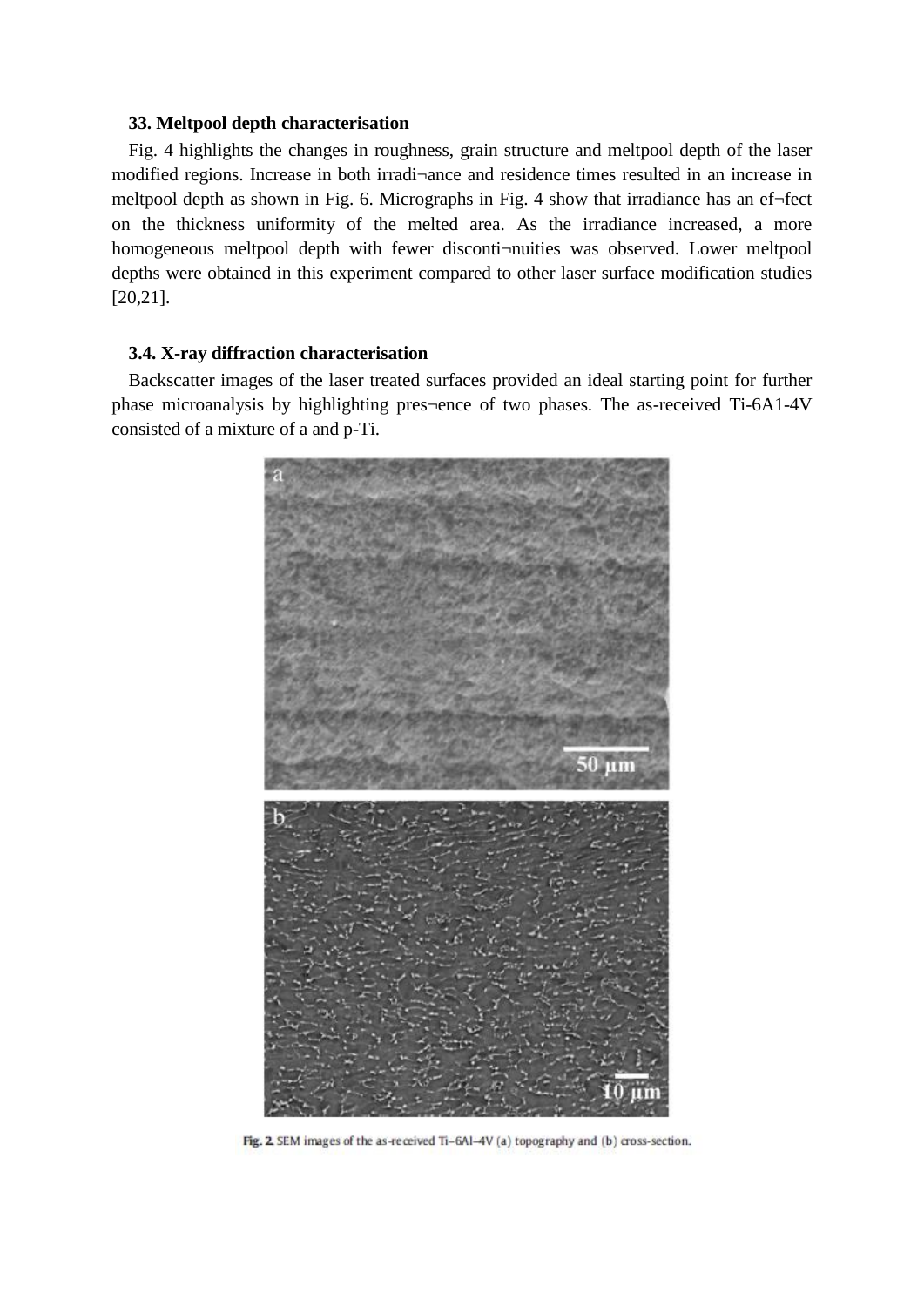### 33. Meltpool depth characterisation

Fig. 4 highlights the changes in roughness, grain structure and meltpool depth of the laser modified regions. Increase in both irradi¬ance and residence times resulted in an increase in meltpool depth as shown in Fig. 6. Micrographs in Fig. 4 show that irradiance has an ef¬fect on the thickness uniformity of the melted area. As the irradiance increased, a more homogeneous meltpool depth with fewer disconti¬nuities was observed. Lower meltpool depths were obtained in this experiment compared to other laser surface modification studies [20,21].

### 3.4. X-ray diffraction characterisation

Backscatter images of the laser treated surfaces provided an ideal starting point for further phase microanalysis by highlighting pres¬ence of two phases. The as-received Ti-6A1-4V consisted of a mixture of a and p-Ti.

**Fig. 2.** SEM images of the as-received Ti–6Al–4V (a) topography and (b) cross-section.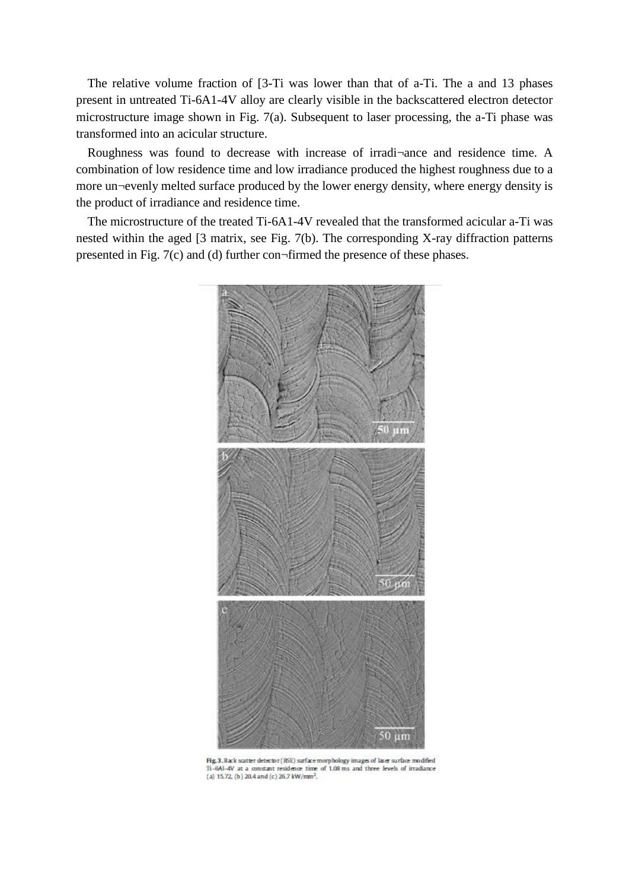The relative volume fraction of [3-Ti was lower than that of a-Ti. The a and 13 phases present in untreated Ti-6A1-4V alloy are clearly visible in the backscattered electron detector microstructure image shown in Fig. 7(a). Subsequent to laser processing, the a-Ti phase was transformed into an acicular structure.

Roughness was found to decrease with increase of irradi¬ance and residence time. A combination of low residence time and low irradiance produced the highest roughness due to a more un¬evenly melted surface produced by the lower energy density, where energy density is the product of irradiance and residence time.

The microstructure of the treated Ti-6A1-4V revealed that the transformed acicular a-Ti was nested within the aged [3 matrix, see Fig. 7(b). The corresponding X-ray diffraction patterns presented in Fig. 7(c) and (d) further con¬firmed the presence of these phases.

Fig. 3. Back scatter detector (BSE) surface morphology images of laser surface modified Ti–6Al–4V at a constant residence time of 1.08 ms and three levels of irradiance (a) 15.72, (b) 20.4 and (c) 26.7 kW/mm$^2$.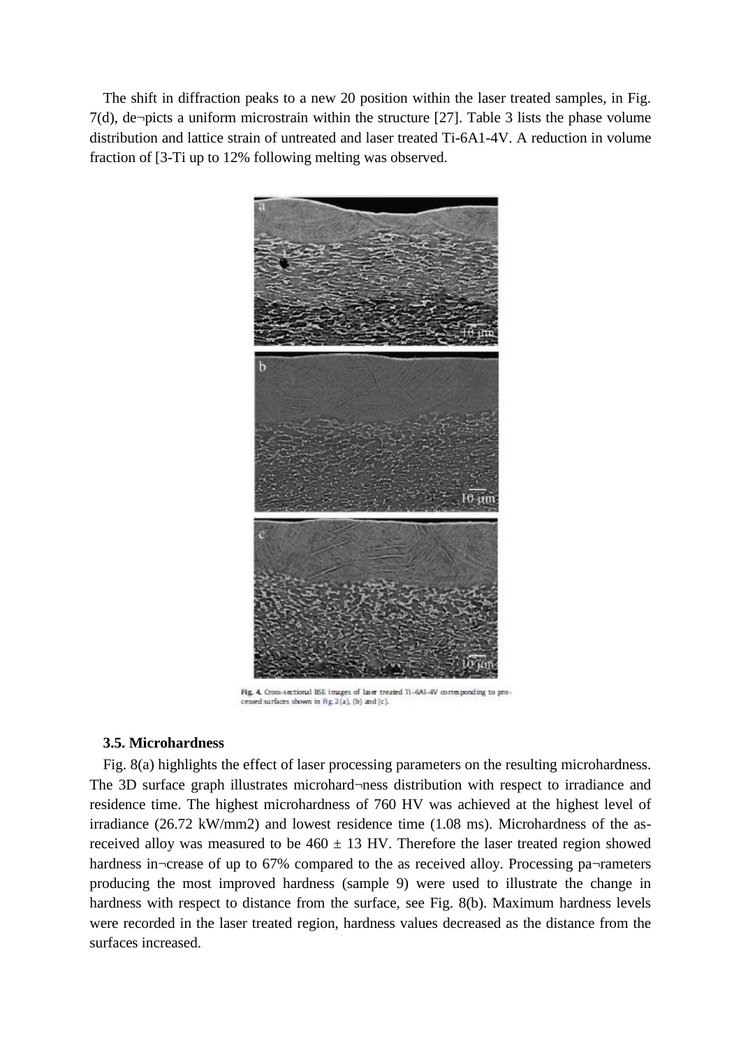The shift in diffraction peaks to a new 2θ position within the laser treated samples, in Fig. 7(d), de¬picts a uniform microstrain within the structure [27]. Table 3 lists the phase volume distribution and lattice strain of untreated and laser treated Ti-6A1-4V. A reduction in volume fraction of [3-Ti up to 12% following melting was observed.

Fig. 4. Cross-sectional BSE images of laser treated Ti–6Al–4V corresponding to processed surfaces shown in Fig. 2(a), (b) and (c).

### 3.5. Microhardness

Fig. 8(a) highlights the effect of laser processing parameters on the resulting microhardness. The 3D surface graph illustrates microhard¬ness distribution with respect to irradiance and residence time. The highest microhardness of 760 HV was achieved at the highest level of irradiance (26.72 kW/mm2) and lowest residence time (1.08 ms). Microhardness of the as-received alloy was measured to be 460 ± 13 HV. Therefore the laser treated region showed hardness in¬crease of up to 67% compared to the as received alloy. Processing pa¬rameters producing the most improved hardness (sample 9) were used to illustrate the change in hardness with respect to distance from the surface, see Fig. 8(b). Maximum hardness levels were recorded in the laser treated region, hardness values decreased as the distance from the surfaces increased.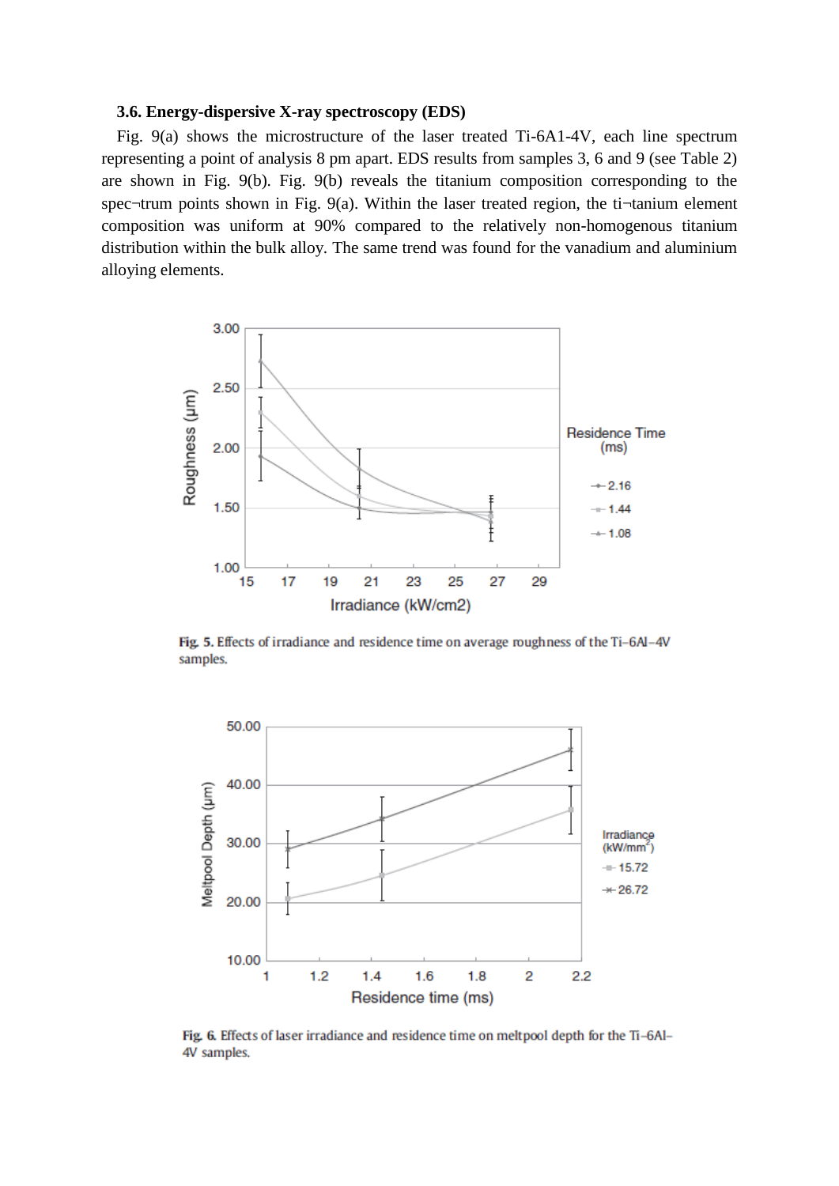### 3.6. Energy-dispersive X-ray spectroscopy (EDS)

Fig. 9(a) shows the microstructure of the laser treated Ti-6A1-4V, each line spectrum representing a point of analysis 8 pm apart. EDS results from samples 3, 6 and 9 (see Table 2) are shown in Fig. 9(b). Fig. 9(b) reveals the titanium composition corresponding to the spec¬trum points shown in Fig. 9(a). Within the laser treated region, the ti¬tanium element composition was uniform at 90% compared to the relatively non-homogenous titanium distribution within the bulk alloy. The same trend was found for the vanadium and aluminium alloying elements.

**Fig. 5.** Effects of irradiance and residence time on average roughness of the Ti–6Al–4V samples.

**Fig. 6.** Effects of laser irradiance and residence time on meltpool depth for the Ti–6Al–4V samples.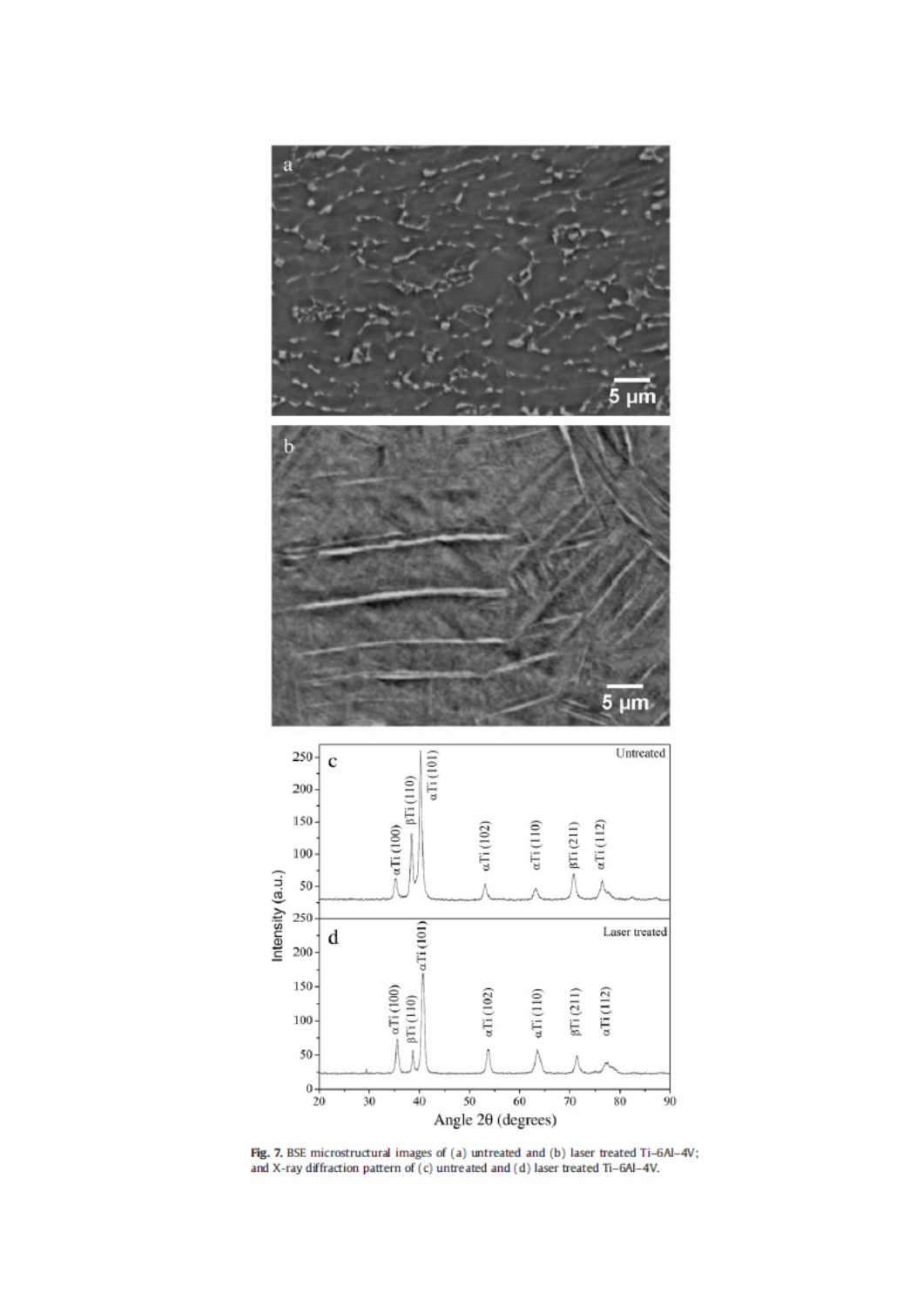**Fig. 7.** BSE microstructural images of (a) untreated and (b) laser treated Ti–6Al–4V; and X-ray diffraction pattern of (c) untreated and (d) laser treated Ti–6Al–4V.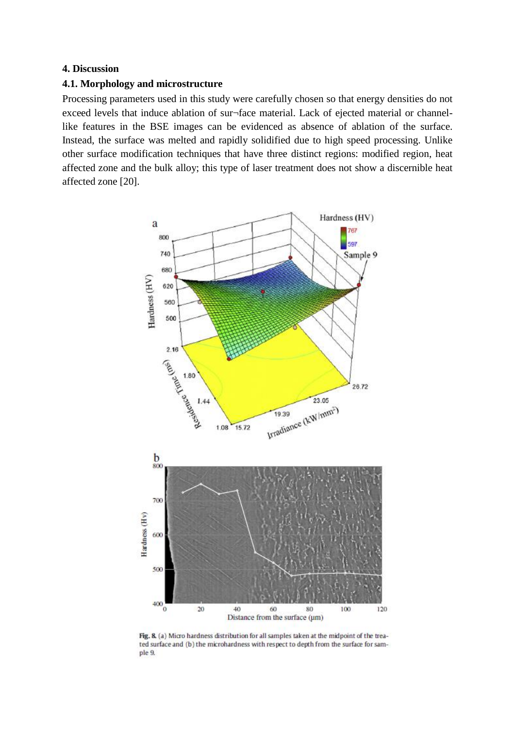## 4. Discussion

### 4.1. Morphology and microstructure

Processing parameters used in this study were carefully chosen so that energy densities do not exceed levels that induce ablation of sur¬face material. Lack of ejected material or channel-like features in the BSE images can be evidenced as absence of ablation of the surface. Instead, the surface was melted and rapidly solidified due to high speed processing. Unlike other surface modification techniques that have three distinct regions: modified region, heat affected zone and the bulk alloy; this type of laser treatment does not show a discernible heat affected zone [20].

**Fig. 8.** (a) Micro hardness distribution for all samples taken at the midpoint of the treated surface and (b) the microhardness with respect to depth from the surface for sample 9.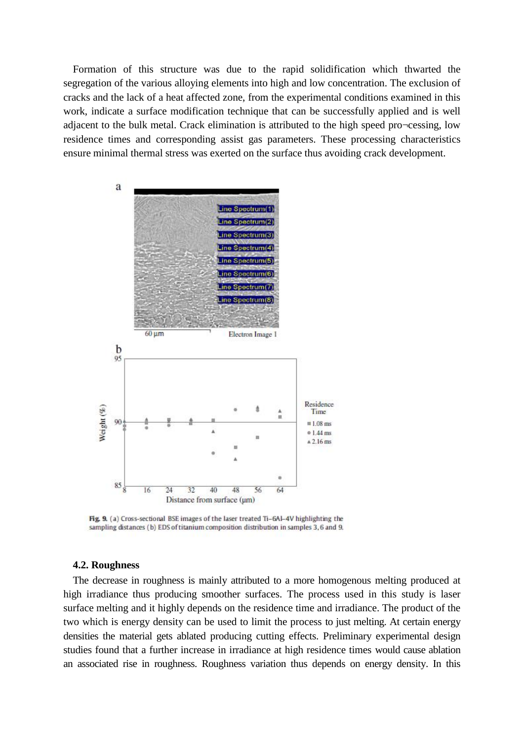Formation of this structure was due to the rapid solidification which thwarted the segregation of the various alloying elements into high and low concentration. The exclusion of cracks and the lack of a heat affected zone, from the experimental conditions examined in this work, indicate a surface modification technique that can be successfully applied and is well adjacent to the bulk metal. Crack elimination is attributed to the high speed pro¬cessing, low residence times and corresponding assist gas parameters. These processing characteristics ensure minimal thermal stress was exerted on the surface thus avoiding crack development.

Fig. 9. (a) Cross-sectional BSE images of the laser treated Ti–6Al–4V highlighting the sampling distances (b) EDS of titanium composition distribution in samples 3, 6 and 9.

### 4.2. Roughness

The decrease in roughness is mainly attributed to a more homogenous melting produced at high irradiance thus producing smoother surfaces. The process used in this study is laser surface melting and it highly depends on the residence time and irradiance. The product of the two which is energy density can be used to limit the process to just melting. At certain energy densities the material gets ablated producing cutting effects. Preliminary experimental design studies found that a further increase in irradiance at high residence times would cause ablation an associated rise in roughness. Roughness variation thus depends on energy density. In this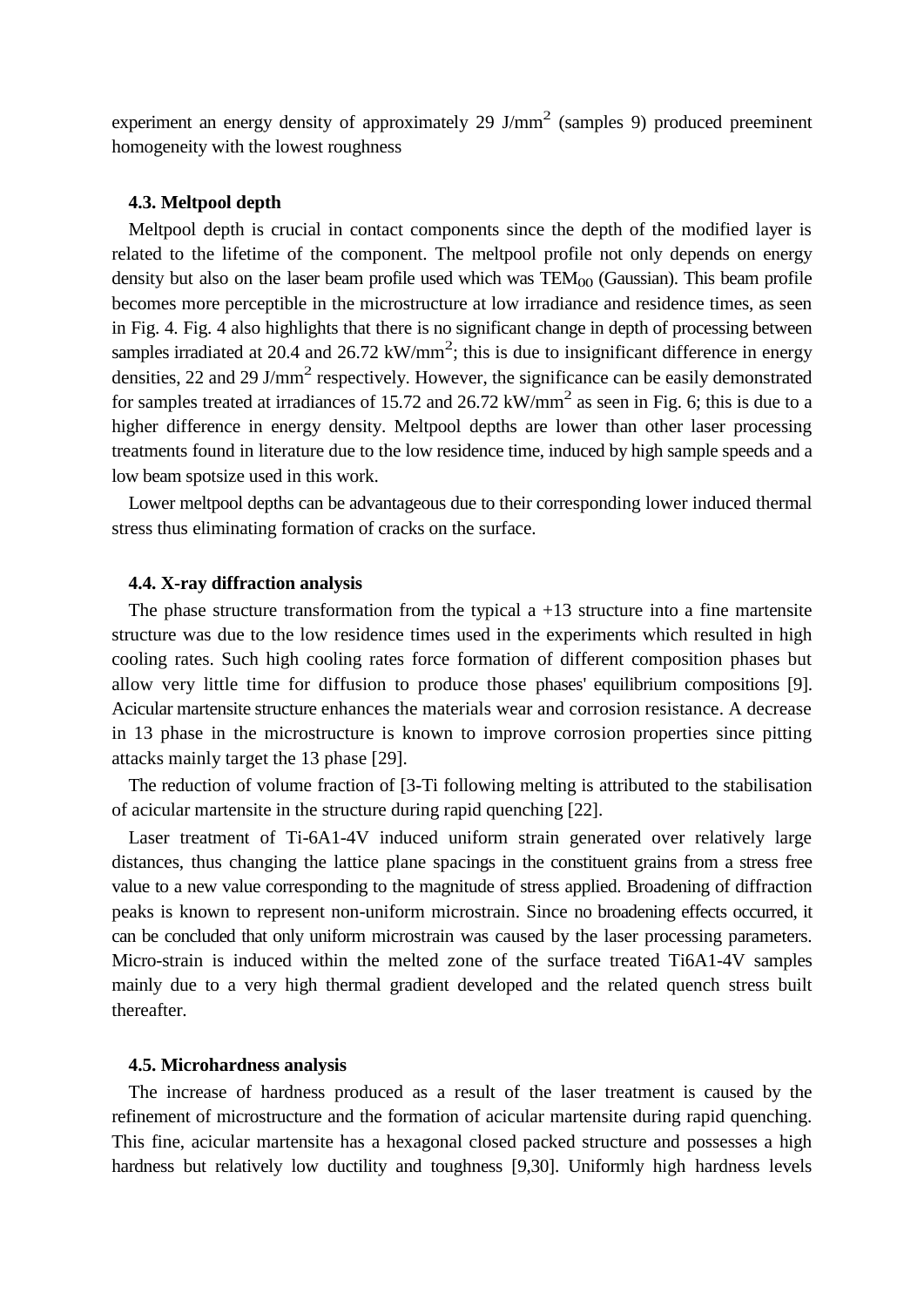experiment an energy density of approximately 29 J/mm$^2$ (samples 9) produced preeminent homogeneity with the lowest roughness

### 4.3. Meltpool depth

Meltpool depth is crucial in contact components since the depth of the modified layer is related to the lifetime of the component. The meltpool profile not only depends on energy density but also on the laser beam profile used which was $TEM_{00}$ (Gaussian). This beam profile becomes more perceptible in the microstructure at low irradiance and residence times, as seen in Fig. 4. Fig. 4 also highlights that there is no significant change in depth of processing between samples irradiated at 20.4 and 26.72 kW/mm$^2$; this is due to insignificant difference in energy densities, 22 and 29 J/mm$^2$ respectively. However, the significance can be easily demonstrated for samples treated at irradiances of 15.72 and 26.72 kW/mm$^2$ as seen in Fig. 6; this is due to a higher difference in energy density. Meltpool depths are lower than other laser processing treatments found in literature due to the low residence time, induced by high sample speeds and a low beam spotsize used in this work.

Lower meltpool depths can be advantageous due to their corresponding lower induced thermal stress thus eliminating formation of cracks on the surface.

### 4.4. X-ray diffraction analysis

The phase structure transformation from the typical a +13 structure into a fine martensite structure was due to the low residence times used in the experiments which resulted in high cooling rates. Such high cooling rates force formation of different composition phases but allow very little time for diffusion to produce those phases' equilibrium compositions [9]. Acicular martensite structure enhances the materials wear and corrosion resistance. A decrease in 13 phase in the microstructure is known to improve corrosion properties since pitting attacks mainly target the 13 phase [29].

The reduction of volume fraction of [3-Ti following melting is attributed to the stabilisation of acicular martensite in the structure during rapid quenching [22].

Laser treatment of Ti-6A1-4V induced uniform strain generated over relatively large distances, thus changing the lattice plane spacings in the constituent grains from a stress free value to a new value corresponding to the magnitude of stress applied. Broadening of diffraction peaks is known to represent non-uniform microstrain. Since no broadening effects occurred, it can be concluded that only uniform microstrain was caused by the laser processing parameters. Micro-strain is induced within the melted zone of the surface treated Ti6A1-4V samples mainly due to a very high thermal gradient developed and the related quench stress built thereafter.

### 4.5. Microhardness analysis

The increase of hardness produced as a result of the laser treatment is caused by the refinement of microstructure and the formation of acicular martensite during rapid quenching. This fine, acicular martensite has a hexagonal closed packed structure and possesses a high hardness but relatively low ductility and toughness [9,30]. Uniformly high hardness levels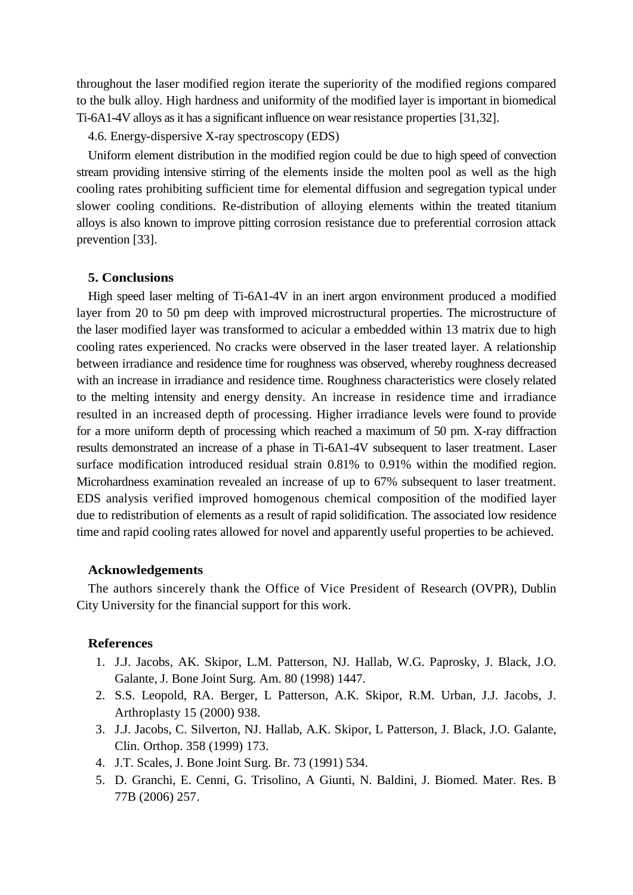throughout the laser modified region iterate the superiority of the modified regions compared to the bulk alloy. High hardness and uniformity of the modified layer is important in biomedical Ti-6A1-4V alloys as it has a significant influence on wear resistance properties [31,32].

4.6. Energy-dispersive X-ray spectroscopy (EDS)

Uniform element distribution in the modified region could be due to high speed of convection stream providing intensive stirring of the elements inside the molten pool as well as the high cooling rates prohibiting sufficient time for elemental diffusion and segregation typical under slower cooling conditions. Re-distribution of alloying elements within the treated titanium alloys is also known to improve pitting corrosion resistance due to preferential corrosion attack prevention [33].

## 5. Conclusions

High speed laser melting of Ti-6A1-4V in an inert argon environment produced a modified layer from 20 to 50 pm deep with improved microstructural properties. The microstructure of the laser modified layer was transformed to acicular a embedded within 13 matrix due to high cooling rates experienced. No cracks were observed in the laser treated layer. A relationship between irradiance and residence time for roughness was observed, whereby roughness decreased with an increase in irradiance and residence time. Roughness characteristics were closely related to the melting intensity and energy density. An increase in residence time and irradiance resulted in an increased depth of processing. Higher irradiance levels were found to provide for a more uniform depth of processing which reached a maximum of 50 pm. X-ray diffraction results demonstrated an increase of a phase in Ti-6A1-4V subsequent to laser treatment. Laser surface modification introduced residual strain 0.81% to 0.91% within the modified region. Microhardness examination revealed an increase of up to 67% subsequent to laser treatment. EDS analysis verified improved homogenous chemical composition of the modified layer due to redistribution of elements as a result of rapid solidification. The associated low residence time and rapid cooling rates allowed for novel and apparently useful properties to be achieved.

## Acknowledgements

The authors sincerely thank the Office of Vice President of Research (OVPR), Dublin City University for the financial support for this work.

## References

1. J.J. Jacobs, AK. Skipor, L.M. Patterson, NJ. Hallab, W.G. Paprosky, J. Black, J.O. Galante, J. Bone Joint Surg. Am. 80 (1998) 1447.
2. S.S. Leopold, RA. Berger, L Patterson, A.K. Skipor, R.M. Urban, J.J. Jacobs, J. Arthroplasty 15 (2000) 938.
3. J.J. Jacobs, C. Silverton, NJ. Hallab, A.K. Skipor, L Patterson, J. Black, J.O. Galante, Clin. Orthop. 358 (1999) 173.
4. J.T. Scales, J. Bone Joint Surg. Br. 73 (1991) 534.
5. D. Granchi, E. Cenni, G. Trisolino, A Giunti, N. Baldini, J. Biomed. Mater. Res. B 77B (2006) 257.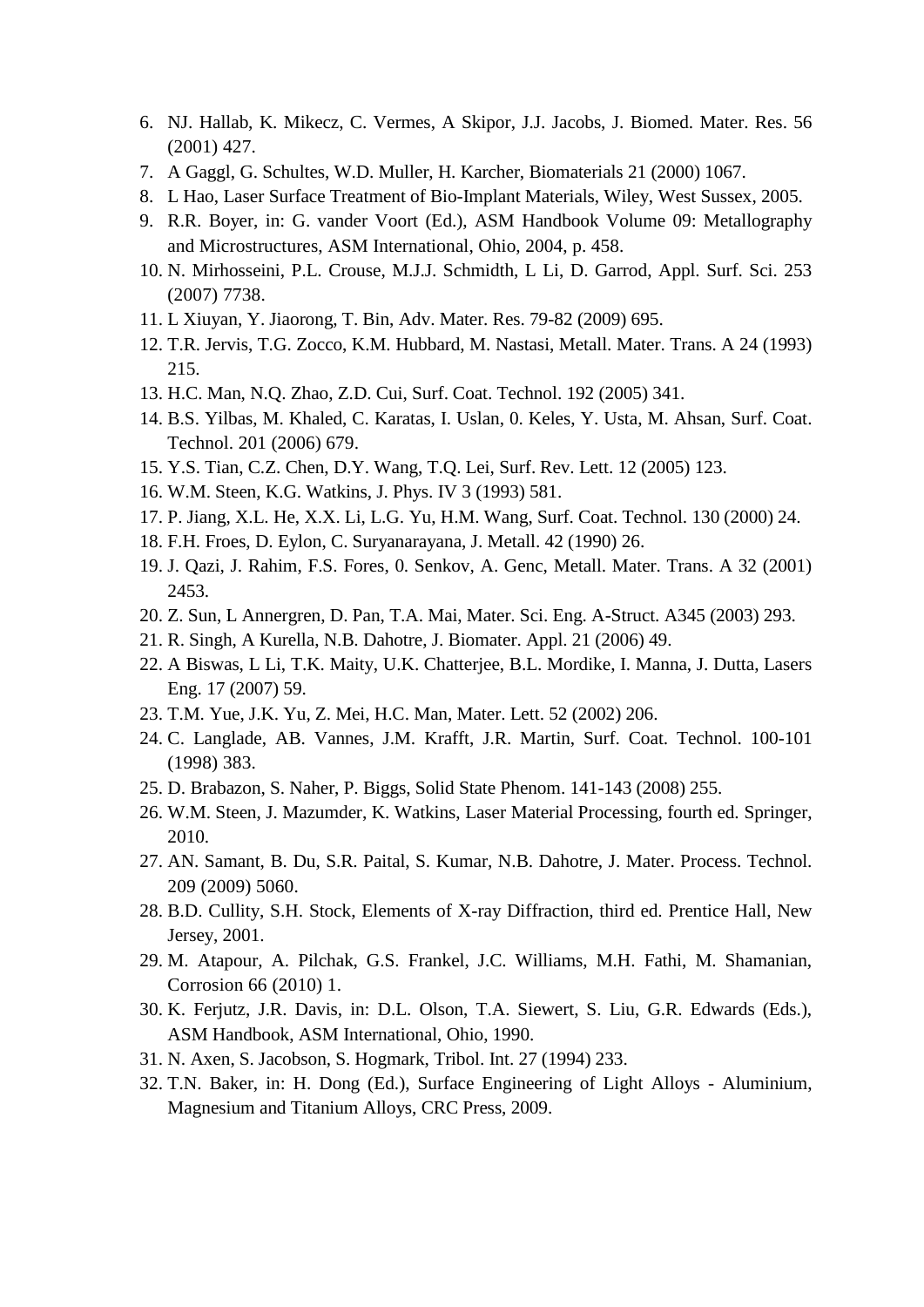6. NJ. Hallab, K. Mikecz, C. Vermes, A Skipor, J.J. Jacobs, J. Biomed. Mater. Res. 56 (2001) 427.
7. A Gaggl, G. Schultes, W.D. Muller, H. Karcher, Biomaterials 21 (2000) 1067.
8. L Hao, Laser Surface Treatment of Bio-Implant Materials, Wiley, West Sussex, 2005.
9. R.R. Boyer, in: G. vander Voort (Ed.), ASM Handbook Volume 09: Metallography and Microstructures, ASM International, Ohio, 2004, p. 458.
10. N. Mirhosseini, P.L. Crouse, M.J.J. Schmidth, L Li, D. Garrod, Appl. Surf. Sci. 253 (2007) 7738.
11. L Xiuyan, Y. Jiaorong, T. Bin, Adv. Mater. Res. 79-82 (2009) 695.
12. T.R. Jervis, T.G. Zocco, K.M. Hubbard, M. Nastasi, Metall. Mater. Trans. A 24 (1993) 215.
13. H.C. Man, N.Q. Zhao, Z.D. Cui, Surf. Coat. Technol. 192 (2005) 341.
14. B.S. Yilbas, M. Khaled, C. Karatas, I. Uslan, 0. Keles, Y. Usta, M. Ahsan, Surf. Coat. Technol. 201 (2006) 679.
15. Y.S. Tian, C.Z. Chen, D.Y. Wang, T.Q. Lei, Surf. Rev. Lett. 12 (2005) 123.
16. W.M. Steen, K.G. Watkins, J. Phys. IV 3 (1993) 581.
17. P. Jiang, X.L. He, X.X. Li, L.G. Yu, H.M. Wang, Surf. Coat. Technol. 130 (2000) 24.
18. F.H. Froes, D. Eylon, C. Suryanarayana, J. Metall. 42 (1990) 26.
19. J. Qazi, J. Rahim, F.S. Fores, 0. Senkov, A. Genc, Metall. Mater. Trans. A 32 (2001) 2453.
20. Z. Sun, L Annergren, D. Pan, T.A. Mai, Mater. Sci. Eng. A-Struct. A345 (2003) 293.
21. R. Singh, A Kurella, N.B. Dahotre, J. Biomater. Appl. 21 (2006) 49.
22. A Biswas, L Li, T.K. Maity, U.K. Chatterjee, B.L. Mordike, I. Manna, J. Dutta, Lasers Eng. 17 (2007) 59.
23. T.M. Yue, J.K. Yu, Z. Mei, H.C. Man, Mater. Lett. 52 (2002) 206.
24. C. Langlade, AB. Vannes, J.M. Krafft, J.R. Martin, Surf. Coat. Technol. 100-101 (1998) 383.
25. D. Brabazon, S. Naher, P. Biggs, Solid State Phenom. 141-143 (2008) 255.
26. W.M. Steen, J. Mazumder, K. Watkins, Laser Material Processing, fourth ed. Springer, 2010.
27. AN. Samant, B. Du, S.R. Paital, S. Kumar, N.B. Dahotre, J. Mater. Process. Technol. 209 (2009) 5060.
28. B.D. Cullity, S.H. Stock, Elements of X-ray Diffraction, third ed. Prentice Hall, New Jersey, 2001.
29. M. Atapour, A. Pilchak, G.S. Frankel, J.C. Williams, M.H. Fathi, M. Shamanian, Corrosion 66 (2010) 1.
30. K. Ferjutz, J.R. Davis, in: D.L. Olson, T.A. Siewert, S. Liu, G.R. Edwards (Eds.), ASM Handbook, ASM International, Ohio, 1990.
31. N. Axen, S. Jacobson, S. Hogmark, Tribol. Int. 27 (1994) 233.
32. T.N. Baker, in: H. Dong (Ed.), Surface Engineering of Light Alloys - Aluminium, Magnesium and Titanium Alloys, CRC Press, 2009.